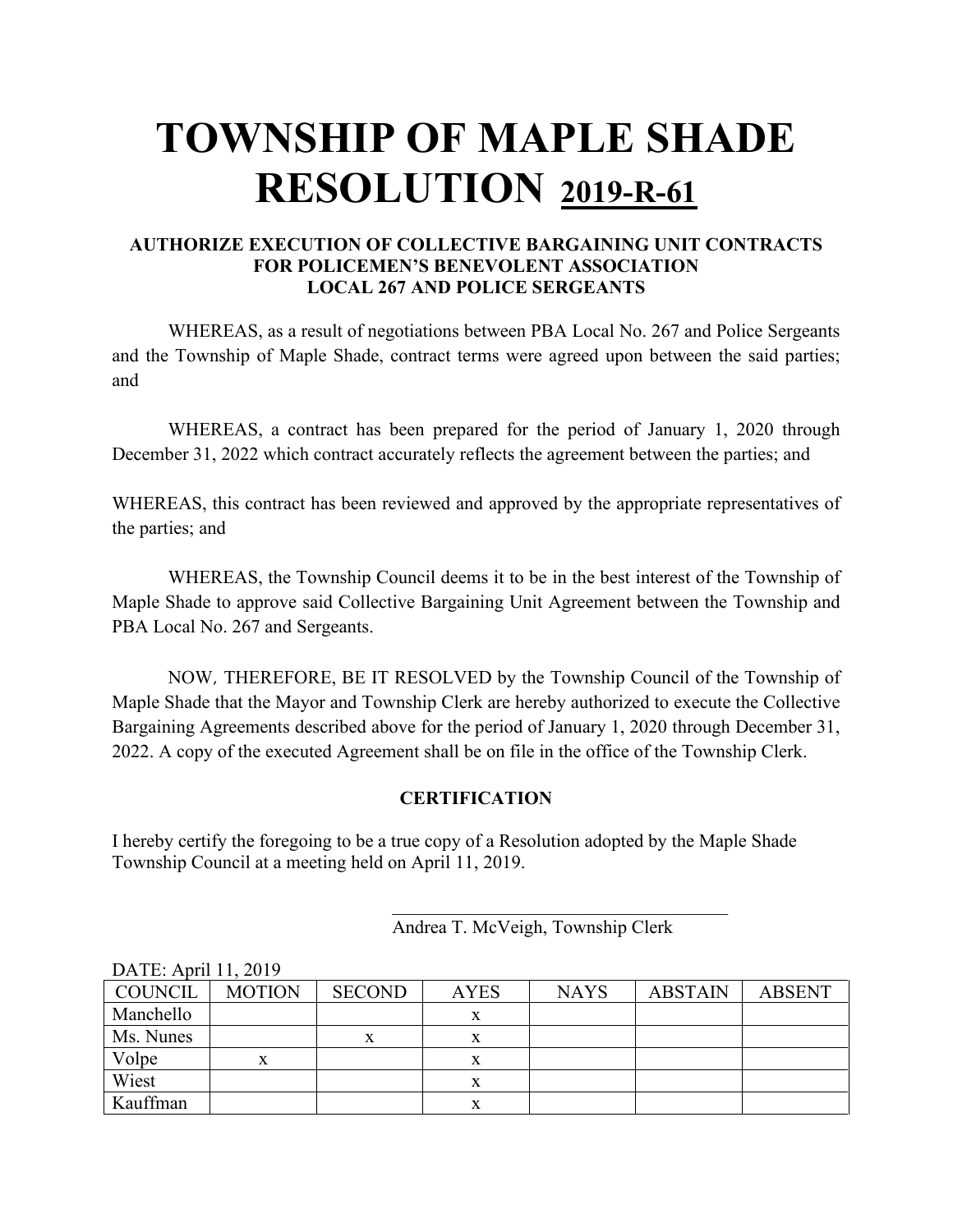# TOWNSHIP OF MAPLE SHADE RESOLUTION 2019-R-61

### AUTHORIZE EXECUTION OF COLLECTIVE BARGAINING UNIT CONTRACTS FOR POLICEMEN'S BENEVOLENT ASSOCIATION LOCAL 267 AND POLICE SERGEANTS

WHEREAS, as a result of negotiations between PBA Local No. 267 and Police Sergeants and the Township of Maple Shade, contract terms were agreed upon between the said parties; and

WHEREAS, a contract has been prepared for the period of January 1, 2020 through December 31, 2022 which contract accurately reflects the agreement between the parties; and

WHEREAS, this contract has been reviewed and approved by the appropriate representatives of the parties; and

WHEREAS, the Township Council deems it to be in the best interest of the Township of Maple Shade to approve said Collective Bargaining Unit Agreement between the Township and PBA Local No. 267 and Sergeants.

NOW, THEREFORE, BE IT RESOLVED by the Township Council of the Township of Maple Shade that the Mayor and Township Clerk are hereby authorized to execute the Collective Bargaining Agreements described above for the period of January 1, 2020 through December 31, 2022. A copy of the executed Agreement shall be on file in the office of the Township Clerk.

**CERTIFICATION**

I hereby certify the foregoing to be a true copy of a Resolution adopted by the Maple Shade Township Council at a meeting held on April 11, 2019.

\_\_\_\_\_\_\_\_\_\_\_\_\_\_\_\_\_\_\_\_\_\_\_\_\_\_\_\_\_\_\_\_\_\_\_\_
Andrea T. McVeigh, Township Clerk

DATE: April 11, 2019

| COUNCIL | MOTION | SECOND | AYES | NAYS | ABSTAIN | ABSENT |
|---|---|---|---|---|---|---|
| Manchello | | | x | | | |
| Ms. Nunes | | x | x | | | |
| Volpe | x | | x | | | |
| Wiest | | | x | | | |
| Kauffman | | | x | | | |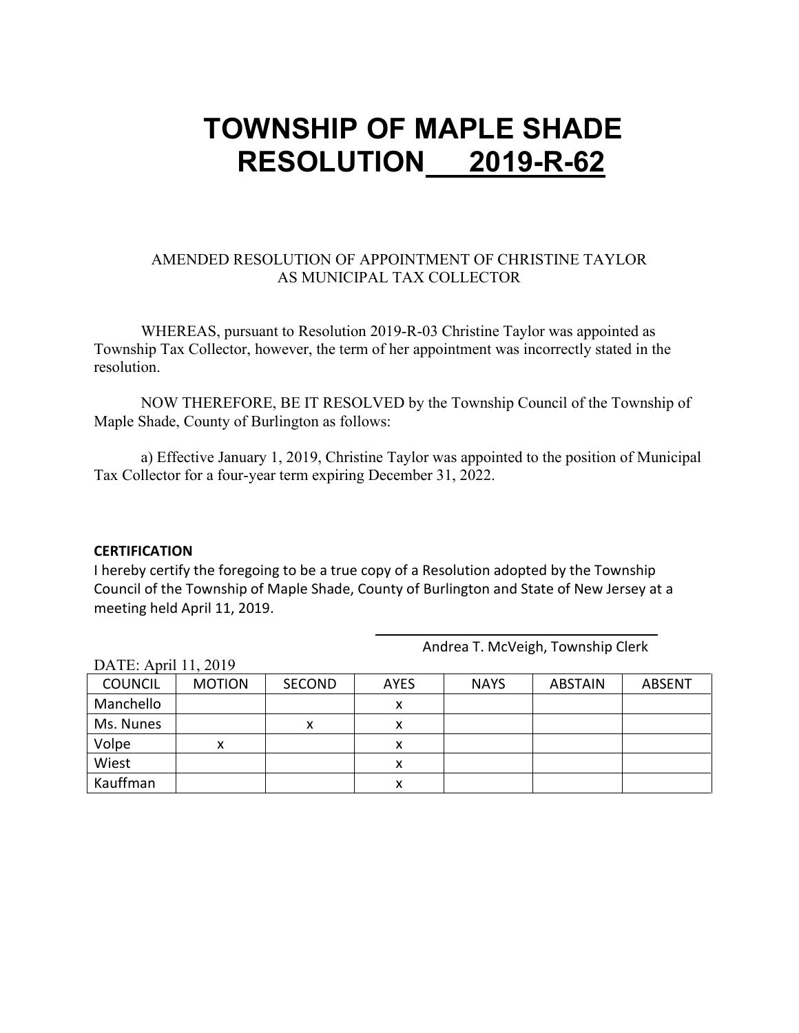# TOWNSHIP OF MAPLE SHADE RESOLUTION 2019-R-62

AMENDED RESOLUTION OF APPOINTMENT OF CHRISTINE TAYLOR AS MUNICIPAL TAX COLLECTOR

WHEREAS, pursuant to Resolution 2019-R-03 Christine Taylor was appointed as Township Tax Collector, however, the term of her appointment was incorrectly stated in the resolution.

NOW THEREFORE, BE IT RESOLVED by the Township Council of the Township of Maple Shade, County of Burlington as follows:

a) Effective January 1, 2019, Christine Taylor was appointed to the position of Municipal Tax Collector for a four-year term expiring December 31, 2022.

**CERTIFICATION**

I hereby certify the foregoing to be a true copy of a Resolution adopted by the Township Council of the Township of Maple Shade, County of Burlington and State of New Jersey at a meeting held April 11, 2019.

Andrea T. McVeigh, Township Clerk

DATE: April 11, 2019

| COUNCIL | MOTION | SECOND | AYES | NAYS | ABSTAIN | ABSENT |
|---|---|---|---|---|---|---|
| Manchello | | | x | | | |
| Ms. Nunes | | x | x | | | |
| Volpe | x | | x | | | |
| Wiest | | | x | | | |
| Kauffman | | | x | | | |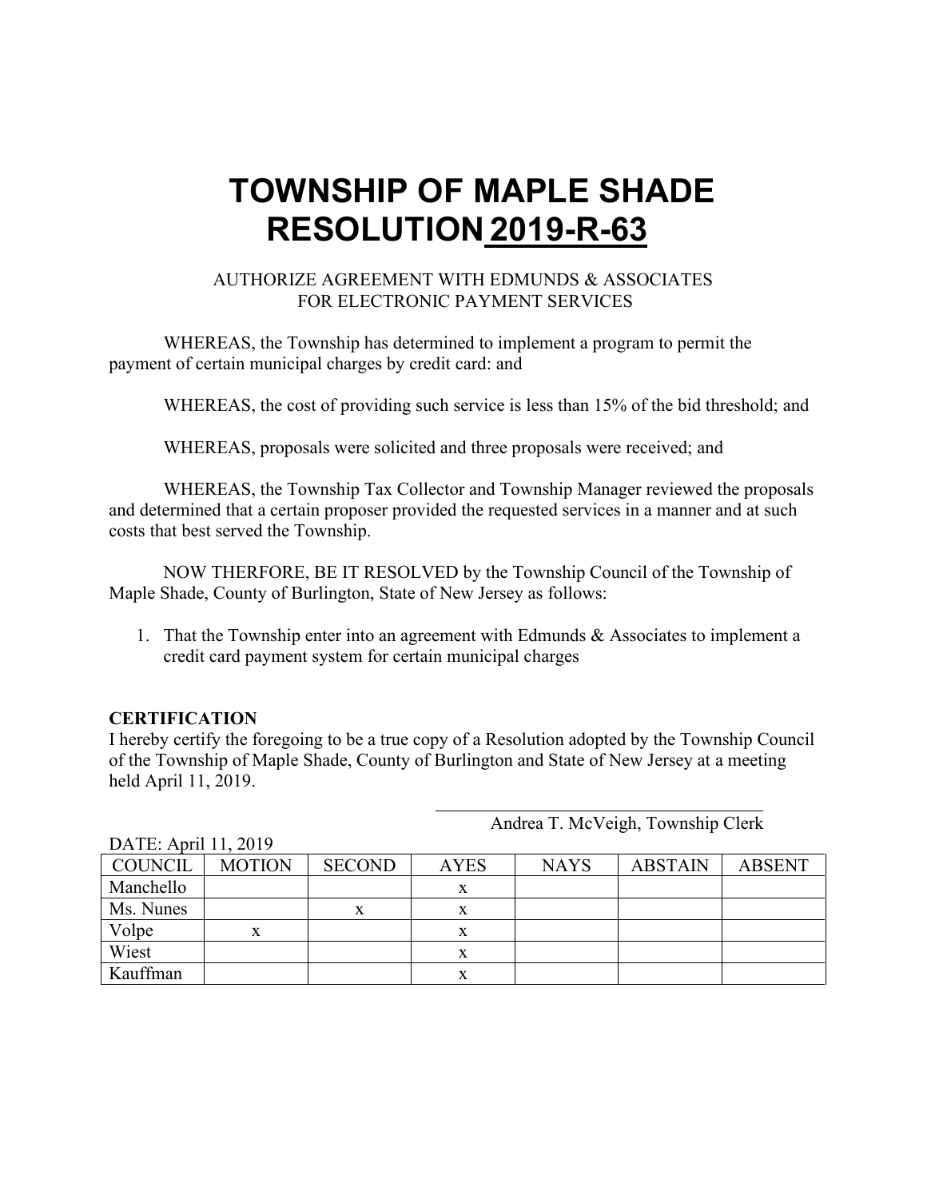# TOWNSHIP OF MAPLE SHADE
# RESOLUTION 2019-R-63

AUTHORIZE AGREEMENT WITH EDMUNDS & ASSOCIATES
FOR ELECTRONIC PAYMENT SERVICES

WHEREAS, the Township has determined to implement a program to permit the payment of certain municipal charges by credit card: and

WHEREAS, the cost of providing such service is less than 15% of the bid threshold; and

WHEREAS, proposals were solicited and three proposals were received; and

WHEREAS, the Township Tax Collector and Township Manager reviewed the proposals and determined that a certain proposer provided the requested services in a manner and at such costs that best served the Township.

NOW THERFORE, BE IT RESOLVED by the Township Council of the Township of Maple Shade, County of Burlington, State of New Jersey as follows:

1. That the Township enter into an agreement with Edmunds & Associates to implement a credit card payment system for certain municipal charges

**CERTIFICATION**
I hereby certify the foregoing to be a true copy of a Resolution adopted by the Township Council of the Township of Maple Shade, County of Burlington and State of New Jersey at a meeting held April 11, 2019.

Andrea T. McVeigh, Township Clerk

DATE: April 11, 2019

| COUNCIL | MOTION | SECOND | AYES | NAYS | ABSTAIN | ABSENT |
|---|---|---|---|---|---|---|
| Manchello | | | x | | | |
| Ms. Nunes | | x | x | | | |
| Volpe | x | | x | | | |
| Wiest | | | x | | | |
| Kauffman | | | x | | | |